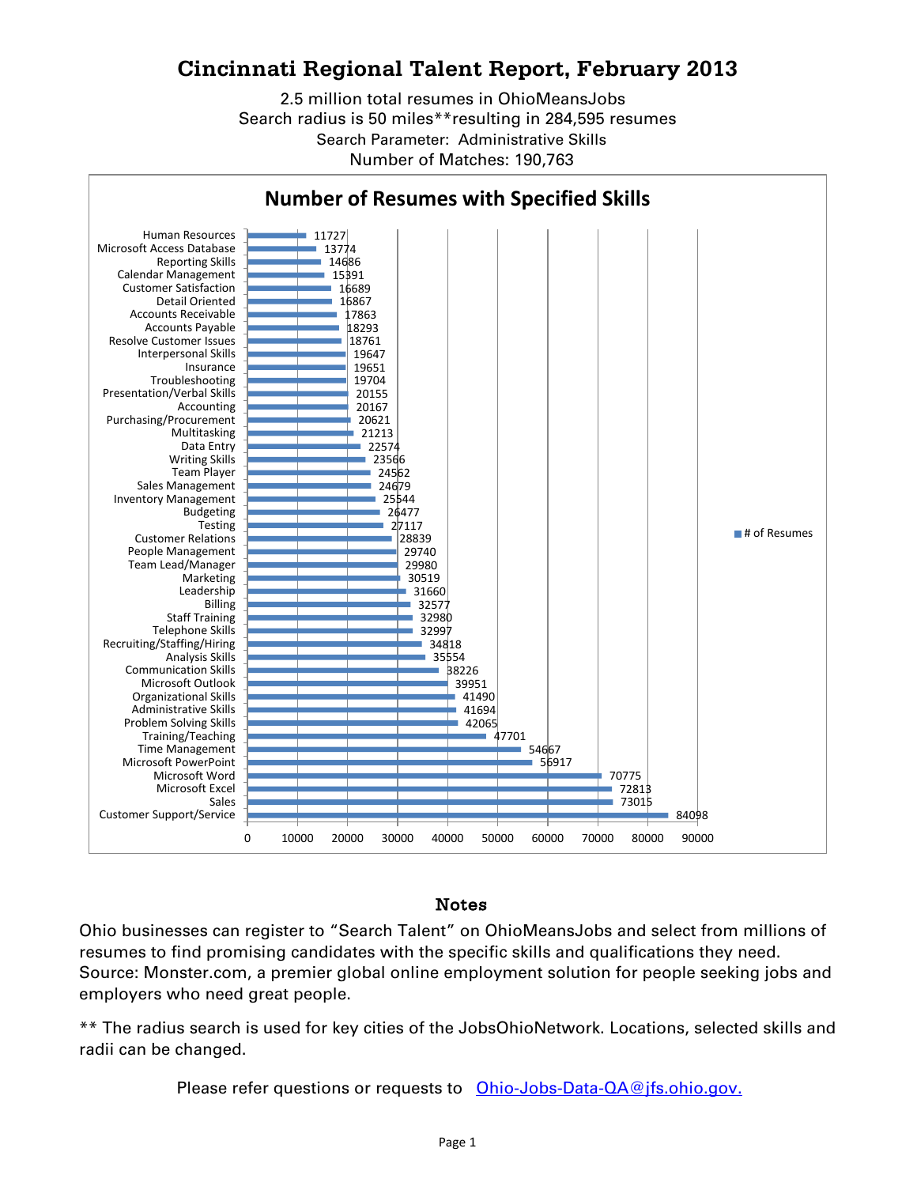# Cincinnati Regional Talent Report, February 2013

2.5 million total resumes in OhioMeansJobs
Search radius is 50 miles**resulting in 284,595 resumes
Search Parameter: Administrative Skills
Number of Matches: 190,763

## Number of Resumes with Specified Skills

| Skill | # of Resumes |
|---|---|
| Human Resources | 11727 |
| Microsoft Access Database | 13774 |
| Reporting Skills | 14686 |
| Calendar Management | 15391 |
| Customer Satisfaction | 16689 |
| Detail Oriented | 16867 |
| Accounts Receivable | 17863 |
| Accounts Payable | 18293 |
| Resolve Customer Issues | 18761 |
| Interpersonal Skills | 19647 |
| Insurance | 19651 |
| Troubleshooting | 19704 |
| Presentation/Verbal Skills | 20155 |
| Accounting | 20167 |
| Purchasing/Procurement | 20621 |
| Multitasking | 21213 |
| Data Entry | 22574 |
| Writing Skills | 23566 |
| Team Player | 24562 |
| Sales Management | 24679 |
| Inventory Management | 25544 |
| Budgeting | 26477 |
| Testing | 27117 |
| Customer Relations | 28839 |
| People Management | 29740 |
| Team Lead/Manager | 29980 |
| Marketing | 30519 |
| Leadership | 31660 |
| Billing | 32577 |
| Staff Training | 32980 |
| Telephone Skills | 32997 |
| Recruiting/Staffing/Hiring | 34818 |
| Analysis Skills | 35554 |
| Communication Skills | 38226 |
| Microsoft Outlook | 39951 |
| Organizational Skills | 41490 |
| Administrative Skills | 41694 |
| Problem Solving Skills | 42065 |
| Training/Teaching | 47701 |
| Time Management | 54667 |
| Microsoft PowerPoint | 56917 |
| Microsoft Word | 70775 |
| Microsoft Excel | 72813 |
| Sales | 73015 |
| Customer Support/Service | 84098 |

## Notes

Ohio businesses can register to "Search Talent" on OhioMeansJobs and select from millions of resumes to find promising candidates with the specific skills and qualifications they need. Source: Monster.com, a premier global online employment solution for people seeking jobs and employers who need great people.

** The radius search is used for key cities of the JobsOhioNetwork. Locations, selected skills and radii can be changed.

Please refer questions or requests to [Ohio-Jobs-Data-QA@jfs.ohio.gov.](mailto:Ohio-Jobs-Data-QA@jfs.ohio.gov)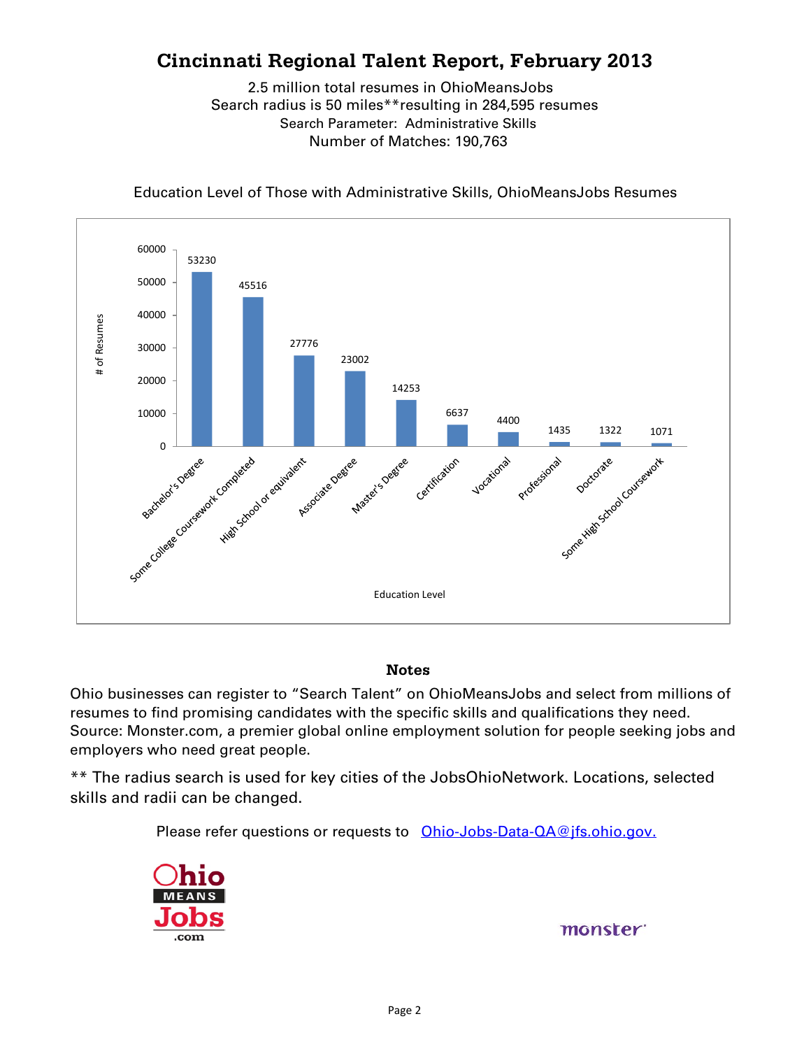# Cincinnati Regional Talent Report, February 2013

2.5 million total resumes in OhioMeansJobs
Search radius is 50 miles**resulting in 284,595 resumes
Search Parameter: Administrative Skills
Number of Matches: 190,763

Education Level of Those with Administrative Skills, OhioMeansJobs Resumes

# of Resumes

60000
50000
40000
30000
20000
10000
0

53230
45516
27776
23002
14253
6637
4400
1435
1322
1071

Bachelor's Degree
Some College Coursework Completed
High School or equivalent
Associate Degree
Master's Degree
Certification
Vocational
Professional
Doctorate
Some High School Coursework

Education Level

## Notes

Ohio businesses can register to "Search Talent" on OhioMeansJobs and select from millions of resumes to find promising candidates with the specific skills and qualifications they need. Source: Monster.com, a premier global online employment solution for people seeking jobs and employers who need great people.

** The radius search is used for key cities of the JobsOhioNetwork. Locations, selected skills and radii can be changed.

Please refer questions or requests to Ohio-Jobs-Data-QA@jfs.ohio.gov.

Ohio MEANS Jobs .com

monster